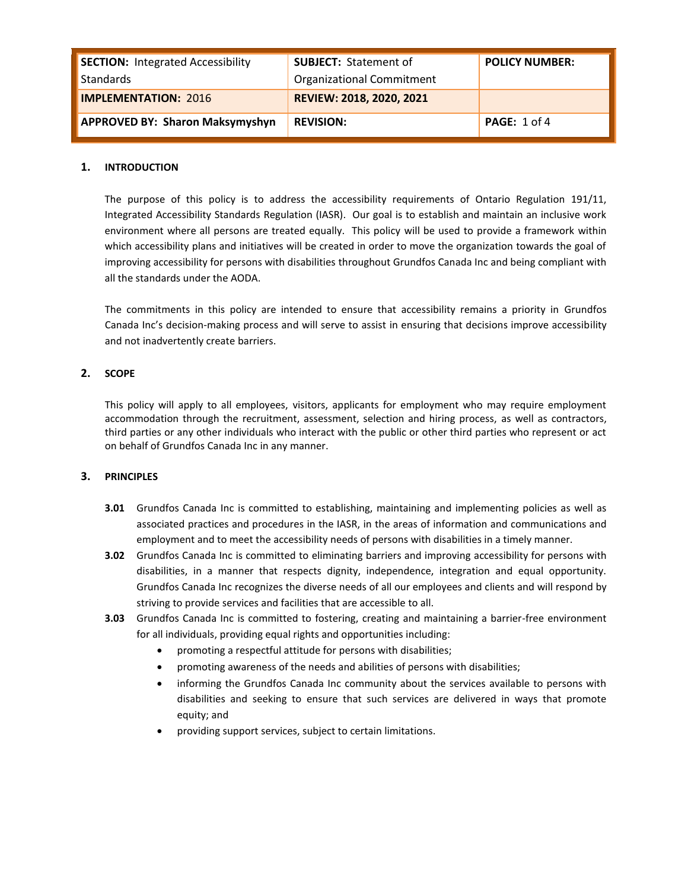| **SECTION:** Integrated Accessibility Standards | **SUBJECT:** Statement of Organizational Commitment | **POLICY NUMBER:** |
|---|---|---|
| **IMPLEMENTATION:** 2016 | **REVIEW: 2018, 2020, 2021** | |
| **APPROVED BY: Sharon Maksymyshyn** | **REVISION:** | **PAGE:** 1 of 4 |

## 1. INTRODUCTION

The purpose of this policy is to address the accessibility requirements of Ontario Regulation 191/11, Integrated Accessibility Standards Regulation (IASR). Our goal is to establish and maintain an inclusive work environment where all persons are treated equally. This policy will be used to provide a framework within which accessibility plans and initiatives will be created in order to move the organization towards the goal of improving accessibility for persons with disabilities throughout Grundfos Canada Inc and being compliant with all the standards under the AODA.

The commitments in this policy are intended to ensure that accessibility remains a priority in Grundfos Canada Inc's decision-making process and will serve to assist in ensuring that decisions improve accessibility and not inadvertently create barriers.

## 2. SCOPE

This policy will apply to all employees, visitors, applicants for employment who may require employment accommodation through the recruitment, assessment, selection and hiring process, as well as contractors, third parties or any other individuals who interact with the public or other third parties who represent or act on behalf of Grundfos Canada Inc in any manner.

## 3. PRINCIPLES

**3.01** Grundfos Canada Inc is committed to establishing, maintaining and implementing policies as well as associated practices and procedures in the IASR, in the areas of information and communications and employment and to meet the accessibility needs of persons with disabilities in a timely manner.

**3.02** Grundfos Canada Inc is committed to eliminating barriers and improving accessibility for persons with disabilities, in a manner that respects dignity, independence, integration and equal opportunity. Grundfos Canada Inc recognizes the diverse needs of all our employees and clients and will respond by striving to provide services and facilities that are accessible to all.

**3.03** Grundfos Canada Inc is committed to fostering, creating and maintaining a barrier-free environment for all individuals, providing equal rights and opportunities including:

- promoting a respectful attitude for persons with disabilities;
- promoting awareness of the needs and abilities of persons with disabilities;
- informing the Grundfos Canada Inc community about the services available to persons with disabilities and seeking to ensure that such services are delivered in ways that promote equity; and
- providing support services, subject to certain limitations.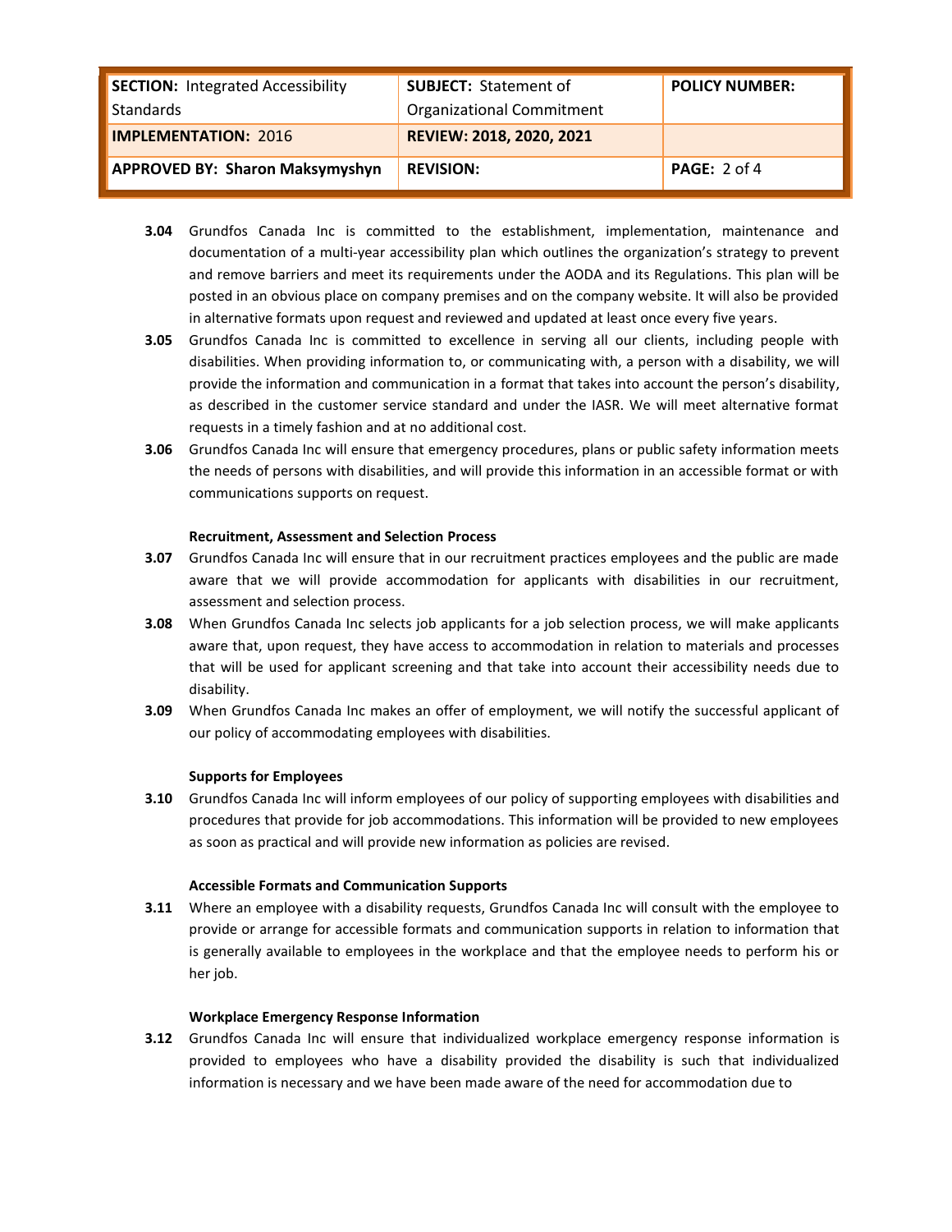**3.04** Grundfos Canada Inc is committed to the establishment, implementation, maintenance and documentation of a multi-year accessibility plan which outlines the organization's strategy to prevent and remove barriers and meet its requirements under the AODA and its Regulations. This plan will be posted in an obvious place on company premises and on the company website. It will also be provided in alternative formats upon request and reviewed and updated at least once every five years.

**3.05** Grundfos Canada Inc is committed to excellence in serving all our clients, including people with disabilities. When providing information to, or communicating with, a person with a disability, we will provide the information and communication in a format that takes into account the person's disability, as described in the customer service standard and under the IASR. We will meet alternative format requests in a timely fashion and at no additional cost.

**3.06** Grundfos Canada Inc will ensure that emergency procedures, plans or public safety information meets the needs of persons with disabilities, and will provide this information in an accessible format or with communications supports on request.

**Recruitment, Assessment and Selection Process**

**3.07** Grundfos Canada Inc will ensure that in our recruitment practices employees and the public are made aware that we will provide accommodation for applicants with disabilities in our recruitment, assessment and selection process.

**3.08** When Grundfos Canada Inc selects job applicants for a job selection process, we will make applicants aware that, upon request, they have access to accommodation in relation to materials and processes that will be used for applicant screening and that take into account their accessibility needs due to disability.

**3.09** When Grundfos Canada Inc makes an offer of employment, we will notify the successful applicant of our policy of accommodating employees with disabilities.

**Supports for Employees**

**3.10** Grundfos Canada Inc will inform employees of our policy of supporting employees with disabilities and procedures that provide for job accommodations. This information will be provided to new employees as soon as practical and will provide new information as policies are revised.

**Accessible Formats and Communication Supports**

**3.11** Where an employee with a disability requests, Grundfos Canada Inc will consult with the employee to provide or arrange for accessible formats and communication supports in relation to information that is generally available to employees in the workplace and that the employee needs to perform his or her job.

**Workplace Emergency Response Information**

**3.12** Grundfos Canada Inc will ensure that individualized workplace emergency response information is provided to employees who have a disability provided the disability is such that individualized information is necessary and we have been made aware of the need for accommodation due to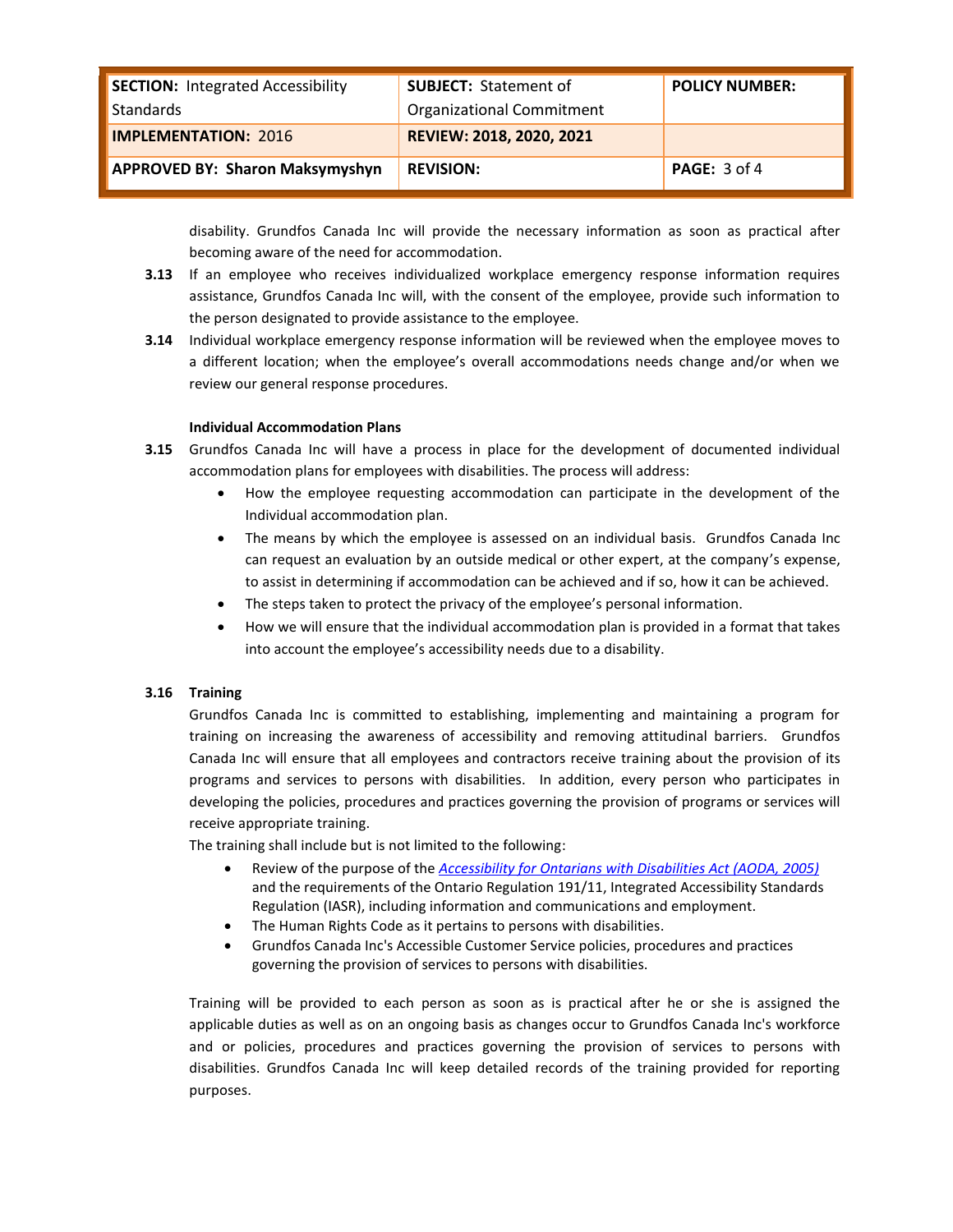disability. Grundfos Canada Inc will provide the necessary information as soon as practical after becoming aware of the need for accommodation.

**3.13** If an employee who receives individualized workplace emergency response information requires assistance, Grundfos Canada Inc will, with the consent of the employee, provide such information to the person designated to provide assistance to the employee.

**3.14** Individual workplace emergency response information will be reviewed when the employee moves to a different location; when the employee's overall accommodations needs change and/or when we review our general response procedures.

**Individual Accommodation Plans**

**3.15** Grundfos Canada Inc will have a process in place for the development of documented individual accommodation plans for employees with disabilities. The process will address:

- How the employee requesting accommodation can participate in the development of the Individual accommodation plan.
- The means by which the employee is assessed on an individual basis. Grundfos Canada Inc can request an evaluation by an outside medical or other expert, at the company's expense, to assist in determining if accommodation can be achieved and if so, how it can be achieved.
- The steps taken to protect the privacy of the employee's personal information.
- How we will ensure that the individual accommodation plan is provided in a format that takes into account the employee's accessibility needs due to a disability.

**3.16 Training**

Grundfos Canada Inc is committed to establishing, implementing and maintaining a program for training on increasing the awareness of accessibility and removing attitudinal barriers. Grundfos Canada Inc will ensure that all employees and contractors receive training about the provision of its programs and services to persons with disabilities. In addition, every person who participates in developing the policies, procedures and practices governing the provision of programs or services will receive appropriate training.

The training shall include but is not limited to the following:

- Review of the purpose of the *Accessibility for Ontarians with Disabilities Act (AODA, 2005)* and the requirements of the Ontario Regulation 191/11, Integrated Accessibility Standards Regulation (IASR), including information and communications and employment.
- The Human Rights Code as it pertains to persons with disabilities.
- Grundfos Canada Inc's Accessible Customer Service policies, procedures and practices governing the provision of services to persons with disabilities.

Training will be provided to each person as soon as is practical after he or she is assigned the applicable duties as well as on an ongoing basis as changes occur to Grundfos Canada Inc's workforce and or policies, procedures and practices governing the provision of services to persons with disabilities. Grundfos Canada Inc will keep detailed records of the training provided for reporting purposes.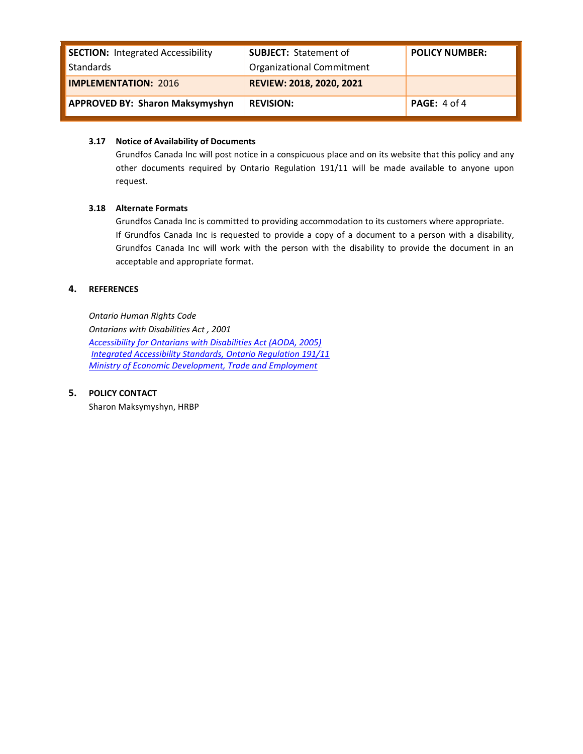| SECTION: Integrated Accessibility Standards | SUBJECT: Statement of Organizational Commitment | POLICY NUMBER: |
|---|---|---|
| IMPLEMENTATION: 2016 | REVIEW: 2018, 2020, 2021 | |
| APPROVED BY: Sharon Maksymyshyn | REVISION: | PAGE: 4 of 4 |

**3.17 Notice of Availability of Documents**

Grundfos Canada Inc will post notice in a conspicuous place and on its website that this policy and any other documents required by Ontario Regulation 191/11 will be made available to anyone upon request.

**3.18 Alternate Formats**

Grundfos Canada Inc is committed to providing accommodation to its customers where appropriate. If Grundfos Canada Inc is requested to provide a copy of a document to a person with a disability, Grundfos Canada Inc will work with the person with the disability to provide the document in an acceptable and appropriate format.

## 4. REFERENCES

*Ontario Human Rights Code*
*Ontarians with Disabilities Act , 2001*
*Accessibility for Ontarians with Disabilities Act (AODA, 2005)*
*Integrated Accessibility Standards, Ontario Regulation 191/11*
*Ministry of Economic Development, Trade and Employment*

## 5. POLICY CONTACT

Sharon Maksymyshyn, HRBP